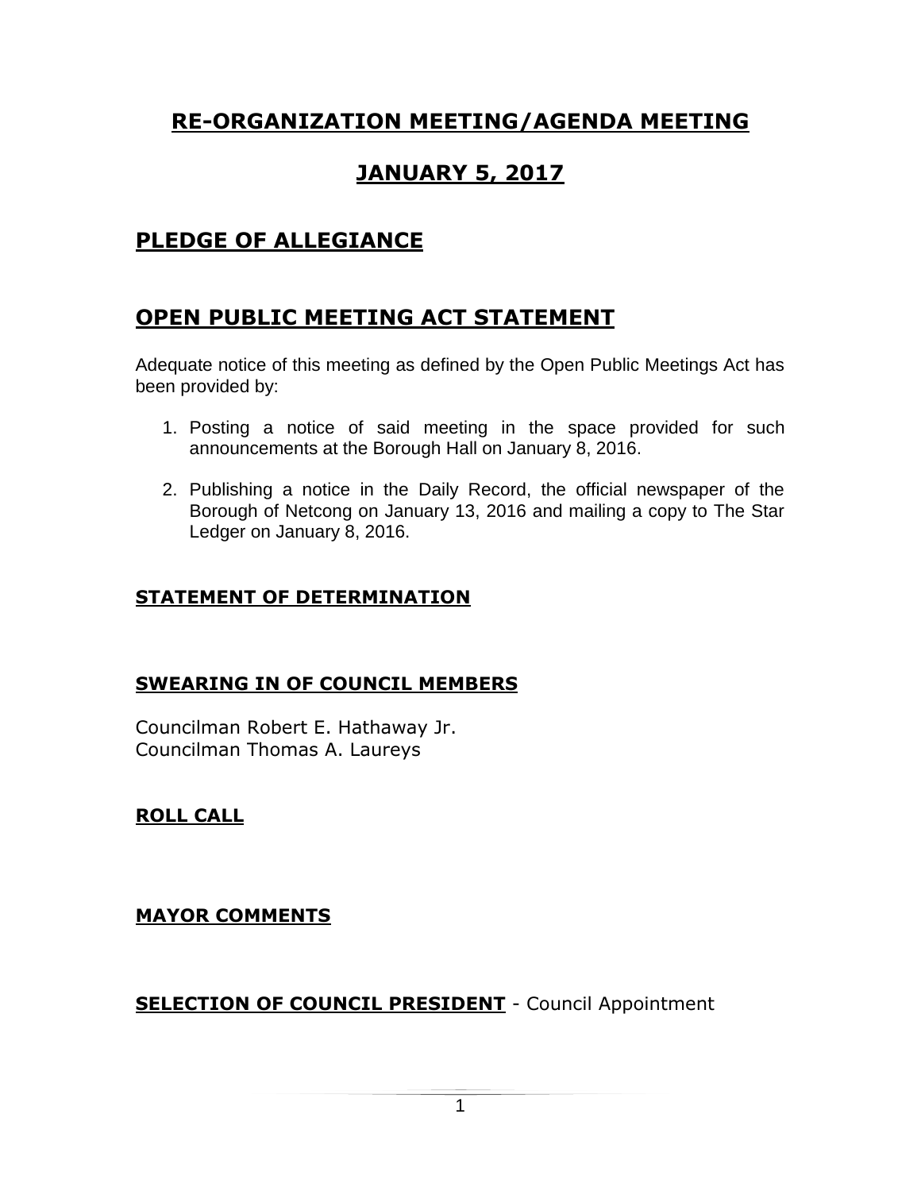# RE-ORGANIZATION MEETING/AGENDA MEETING

# JANUARY 5, 2017

## PLEDGE OF ALLEGIANCE

## OPEN PUBLIC MEETING ACT STATEMENT

Adequate notice of this meeting as defined by the Open Public Meetings Act has been provided by:

1. Posting a notice of said meeting in the space provided for such announcements at the Borough Hall on January 8, 2016.

2. Publishing a notice in the Daily Record, the official newspaper of the Borough of Netcong on January 13, 2016 and mailing a copy to The Star Ledger on January 8, 2016.

### STATEMENT OF DETERMINATION

### SWEARING IN OF COUNCIL MEMBERS

Councilman Robert E. Hathaway Jr.
Councilman Thomas A. Laureys

### ROLL CALL

### MAYOR COMMENTS

### SELECTION OF COUNCIL PRESIDENT - Council Appointment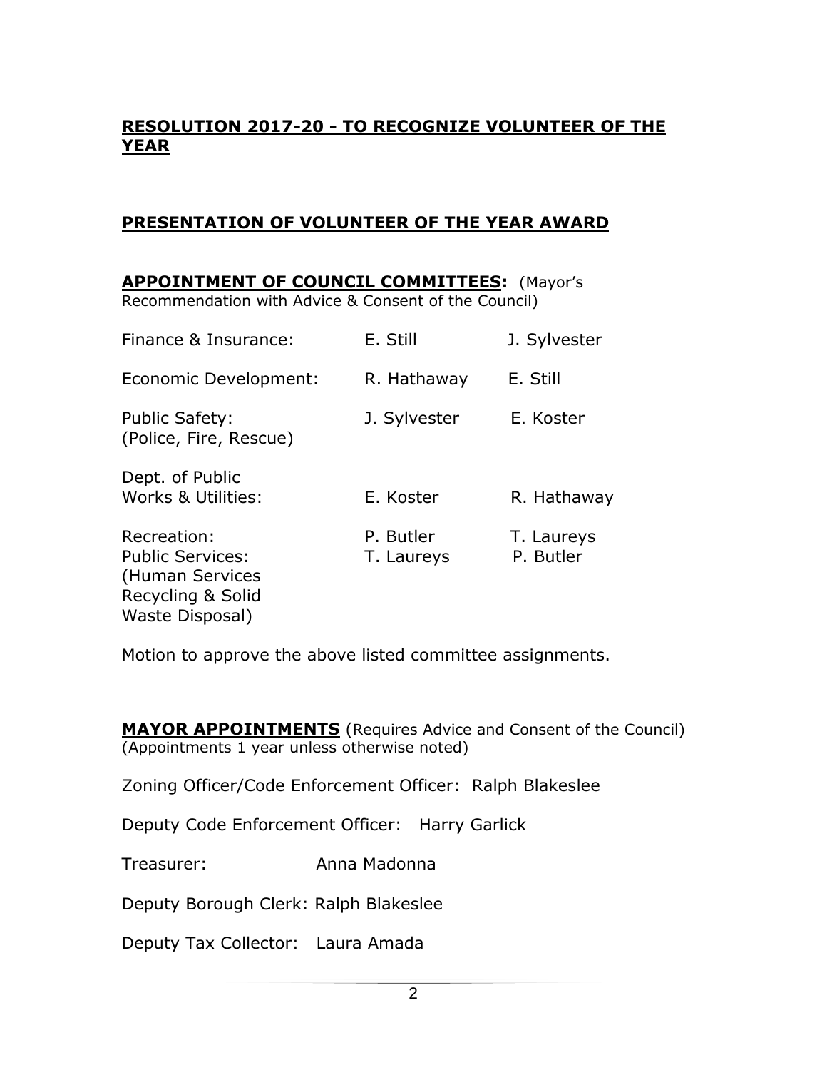## RESOLUTION 2017-20 - TO RECOGNIZE VOLUNTEER OF THE YEAR

## PRESENTATION OF VOLUNTEER OF THE YEAR AWARD

**APPOINTMENT OF COUNCIL COMMITTEES:** (Mayor's Recommendation with Advice & Consent of the Council)

| | | |
|---|---|---|
| Finance & Insurance: | E. Still | J. Sylvester |
| Economic Development: | R. Hathaway | E. Still |
| Public Safety: (Police, Fire, Rescue) | J. Sylvester | E. Koster |
| Dept. of Public Works & Utilities: | E. Koster | R. Hathaway |
| Recreation: | P. Butler | T. Laureys |
| Public Services: (Human Services Recycling & Solid Waste Disposal) | T. Laureys | P. Butler |

Motion to approve the above listed committee assignments.

**MAYOR APPOINTMENTS** (Requires Advice and Consent of the Council)
(Appointments 1 year unless otherwise noted)

Zoning Officer/Code Enforcement Officer: Ralph Blakeslee

Deputy Code Enforcement Officer: Harry Garlick

Treasurer: Anna Madonna

Deputy Borough Clerk: Ralph Blakeslee

Deputy Tax Collector: Laura Amada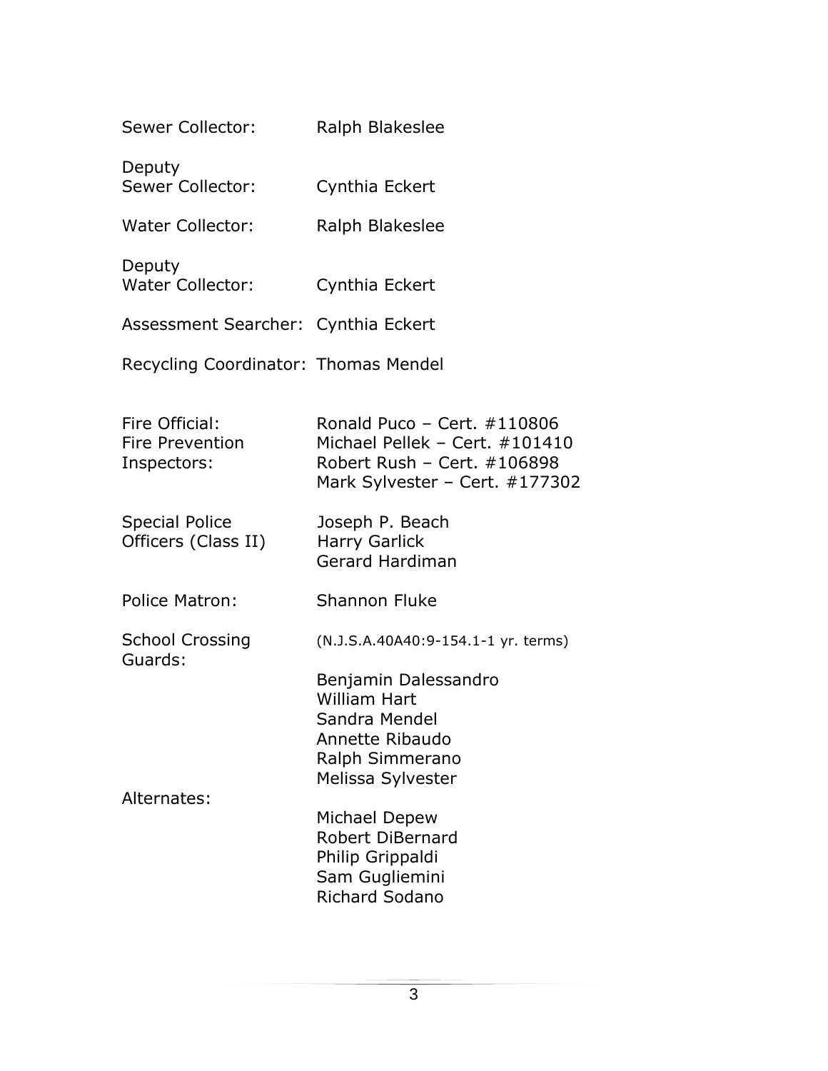Sewer Collector: Ralph Blakeslee

Deputy Sewer Collector: Cynthia Eckert

Water Collector: Ralph Blakeslee

Deputy Water Collector: Cynthia Eckert

Assessment Searcher: Cynthia Eckert

Recycling Coordinator: Thomas Mendel

Fire Official: Fire Prevention Inspectors:
Ronald Puco – Cert. #110806
Michael Pellek – Cert. #101410
Robert Rush – Cert. #106898
Mark Sylvester – Cert. #177302

Special Police Officers (Class II)
Joseph P. Beach
Harry Garlick
Gerard Hardiman

Police Matron: Shannon Fluke

School Crossing Guards: (N.J.S.A.40A40:9-154.1-1 yr. terms)

Benjamin Dalessandro
William Hart
Sandra Mendel
Annette Ribaudo
Ralph Simmerano
Melissa Sylvester

Alternates:

Michael Depew
Robert DiBernard
Philip Grippaldi
Sam Gugliemini
Richard Sodano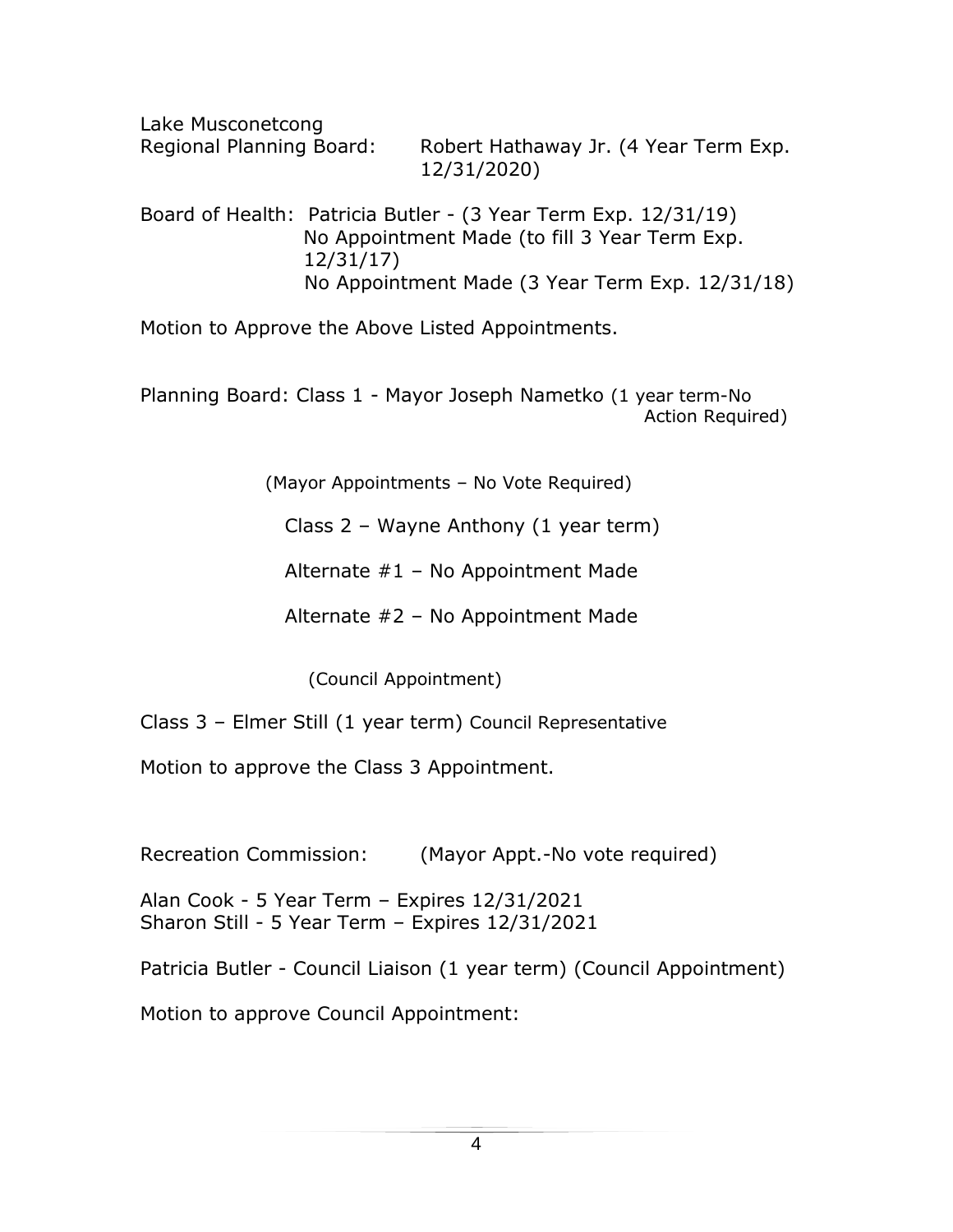Lake Musconetcong
Regional Planning Board: Robert Hathaway Jr. (4 Year Term Exp. 12/31/2020)

Board of Health: Patricia Butler - (3 Year Term Exp. 12/31/19)
No Appointment Made (to fill 3 Year Term Exp. 12/31/17)
No Appointment Made (3 Year Term Exp. 12/31/18)

Motion to Approve the Above Listed Appointments.

Planning Board: Class 1 - Mayor Joseph Nametko (1 year term-No Action Required)

(Mayor Appointments – No Vote Required)

Class 2 – Wayne Anthony (1 year term)

Alternate #1 – No Appointment Made

Alternate #2 – No Appointment Made

(Council Appointment)

Class 3 – Elmer Still (1 year term) Council Representative

Motion to approve the Class 3 Appointment.

Recreation Commission: (Mayor Appt.-No vote required)

Alan Cook - 5 Year Term – Expires 12/31/2021
Sharon Still - 5 Year Term – Expires 12/31/2021

Patricia Butler - Council Liaison (1 year term) (Council Appointment)

Motion to approve Council Appointment: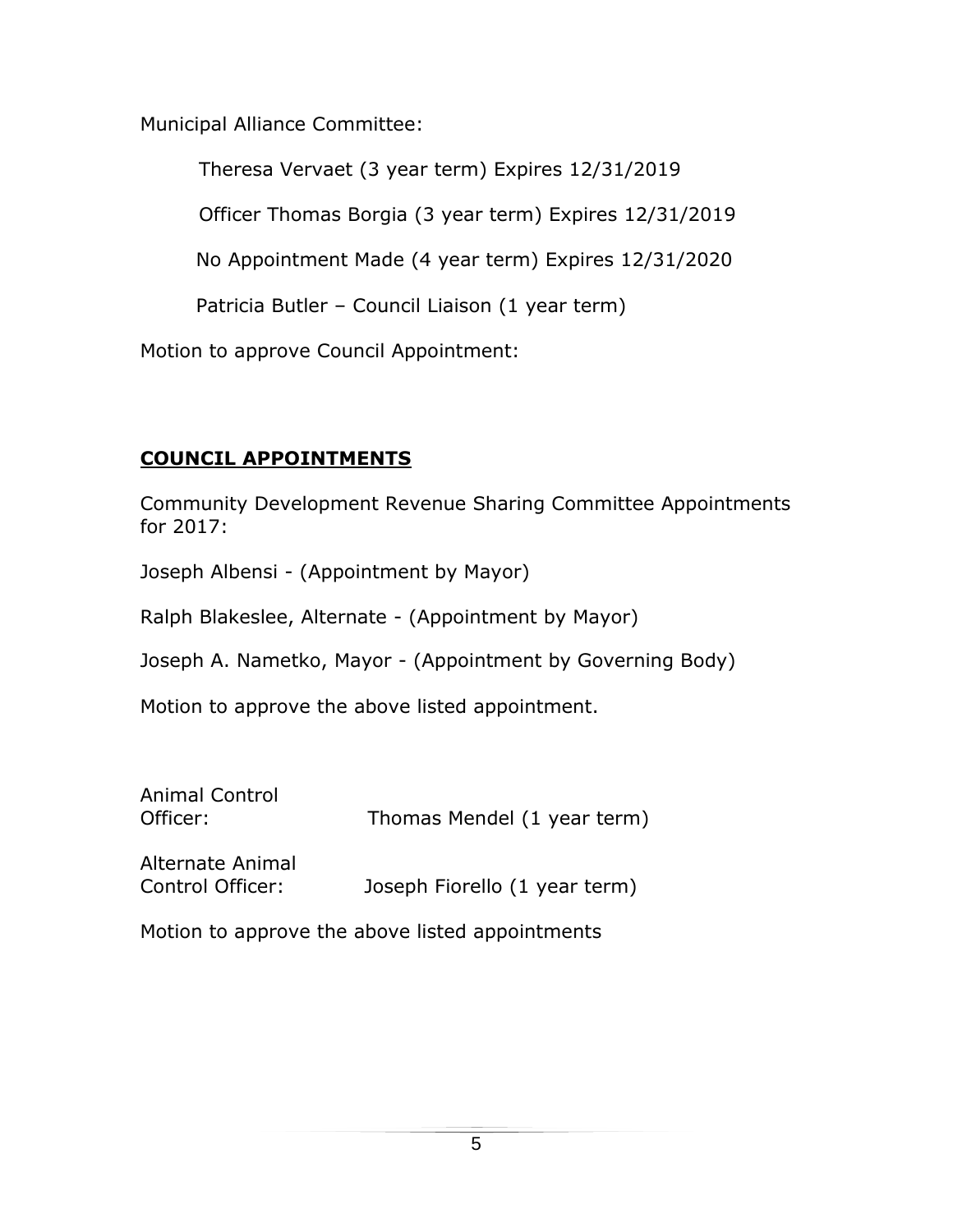Municipal Alliance Committee:

Theresa Vervaet (3 year term) Expires 12/31/2019

Officer Thomas Borgia (3 year term) Expires 12/31/2019

No Appointment Made (4 year term) Expires 12/31/2020

Patricia Butler – Council Liaison (1 year term)

Motion to approve Council Appointment:

## **COUNCIL APPOINTMENTS**

Community Development Revenue Sharing Committee Appointments for 2017:

Joseph Albensi - (Appointment by Mayor)

Ralph Blakeslee, Alternate - (Appointment by Mayor)

Joseph A. Nametko, Mayor - (Appointment by Governing Body)

Motion to approve the above listed appointment.

Animal Control Officer: Thomas Mendel (1 year term)

Alternate Animal Control Officer: Joseph Fiorello (1 year term)

Motion to approve the above listed appointments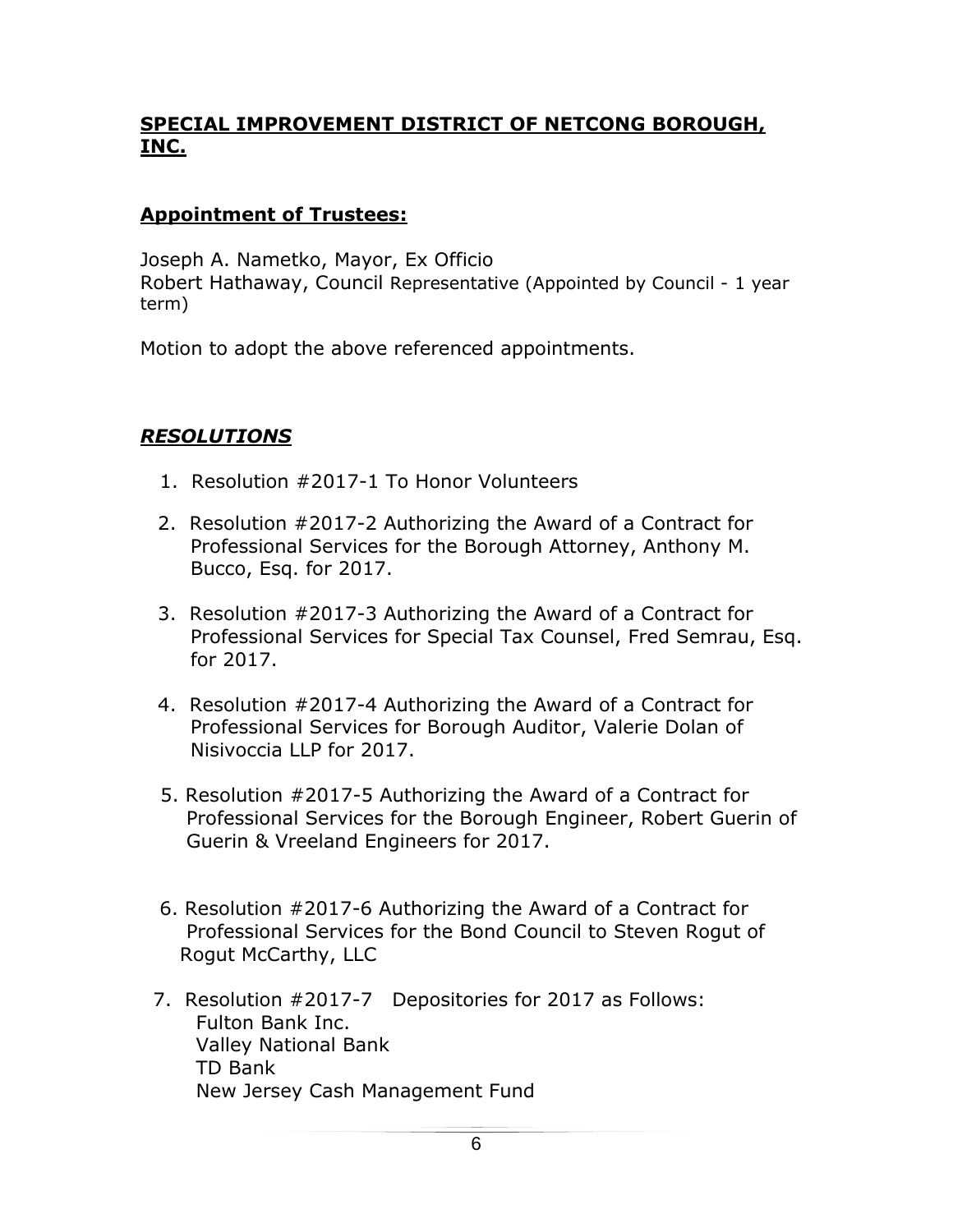## **SPECIAL IMPROVEMENT DISTRICT OF NETCONG BOROUGH, INC.**

### **Appointment of Trustees:**

Joseph A. Nametko, Mayor, Ex Officio
Robert Hathaway, Council Representative (Appointed by Council - 1 year term)

Motion to adopt the above referenced appointments.

### ***RESOLUTIONS***

1. Resolution #2017-1 To Honor Volunteers
2. Resolution #2017-2 Authorizing the Award of a Contract for Professional Services for the Borough Attorney, Anthony M. Bucco, Esq. for 2017.
3. Resolution #2017-3 Authorizing the Award of a Contract for Professional Services for Special Tax Counsel, Fred Semrau, Esq. for 2017.
4. Resolution #2017-4 Authorizing the Award of a Contract for Professional Services for Borough Auditor, Valerie Dolan of Nisivoccia LLP for 2017.
5. Resolution #2017-5 Authorizing the Award of a Contract for Professional Services for the Borough Engineer, Robert Guerin of Guerin & Vreeland Engineers for 2017.
6. Resolution #2017-6 Authorizing the Award of a Contract for Professional Services for the Bond Council to Steven Rogut of Rogut McCarthy, LLC
7. Resolution #2017-7 Depositories for 2017 as Follows:
   Fulton Bank Inc.
   Valley National Bank
   TD Bank
   New Jersey Cash Management Fund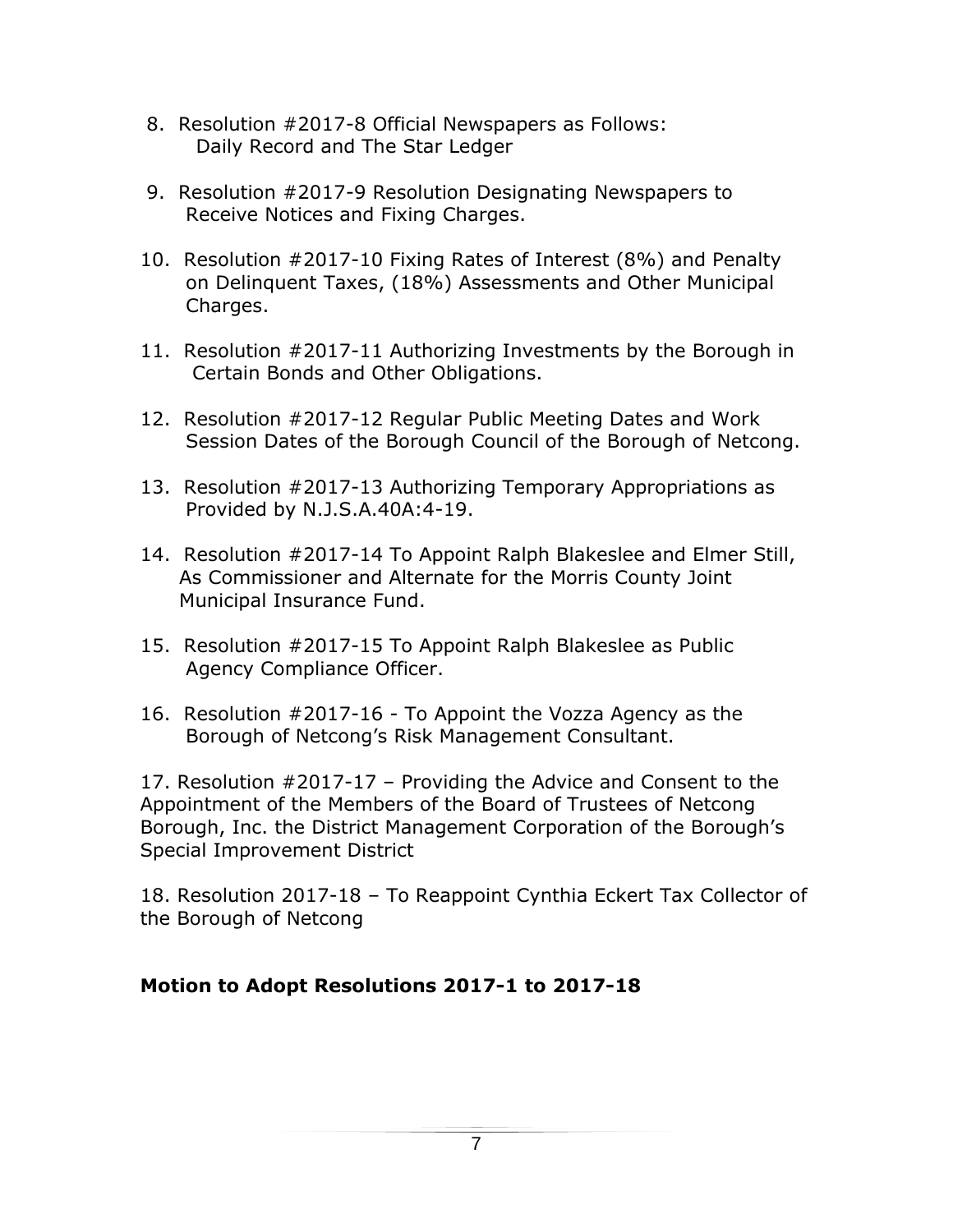8. Resolution #2017-8 Official Newspapers as Follows: Daily Record and The Star Ledger

9. Resolution #2017-9 Resolution Designating Newspapers to Receive Notices and Fixing Charges.

10. Resolution #2017-10 Fixing Rates of Interest (8%) and Penalty on Delinquent Taxes, (18%) Assessments and Other Municipal Charges.

11. Resolution #2017-11 Authorizing Investments by the Borough in Certain Bonds and Other Obligations.

12. Resolution #2017-12 Regular Public Meeting Dates and Work Session Dates of the Borough Council of the Borough of Netcong.

13. Resolution #2017-13 Authorizing Temporary Appropriations as Provided by N.J.S.A.40A:4-19.

14. Resolution #2017-14 To Appoint Ralph Blakeslee and Elmer Still, As Commissioner and Alternate for the Morris County Joint Municipal Insurance Fund.

15. Resolution #2017-15 To Appoint Ralph Blakeslee as Public Agency Compliance Officer.

16. Resolution #2017-16 - To Appoint the Vozza Agency as the Borough of Netcong's Risk Management Consultant.

17. Resolution #2017-17 – Providing the Advice and Consent to the Appointment of the Members of the Board of Trustees of Netcong Borough, Inc. the District Management Corporation of the Borough's Special Improvement District

18. Resolution 2017-18 – To Reappoint Cynthia Eckert Tax Collector of the Borough of Netcong

**Motion to Adopt Resolutions 2017-1 to 2017-18**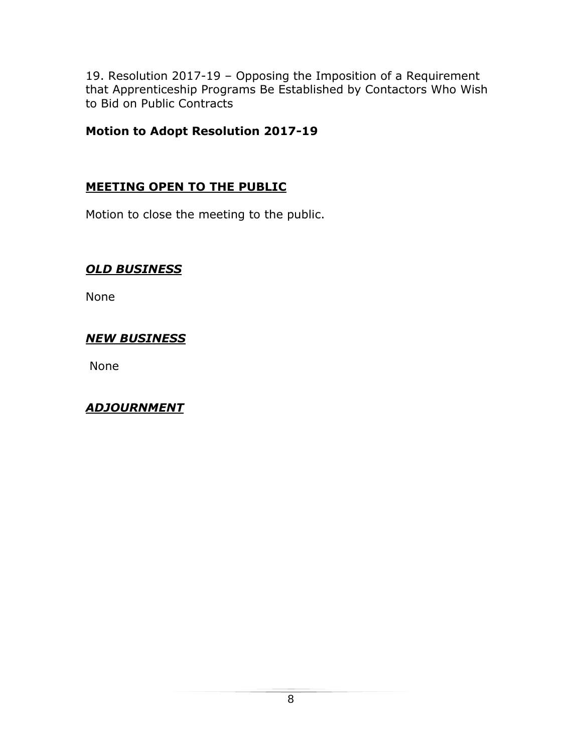19. Resolution 2017-19 – Opposing the Imposition of a Requirement that Apprenticeship Programs Be Established by Contactors Who Wish to Bid on Public Contracts

**Motion to Adopt Resolution 2017-19**

## **MEETING OPEN TO THE PUBLIC**

Motion to close the meeting to the public.

## ***OLD BUSINESS***

None

## ***NEW BUSINESS***

None

## ***ADJOURNMENT***